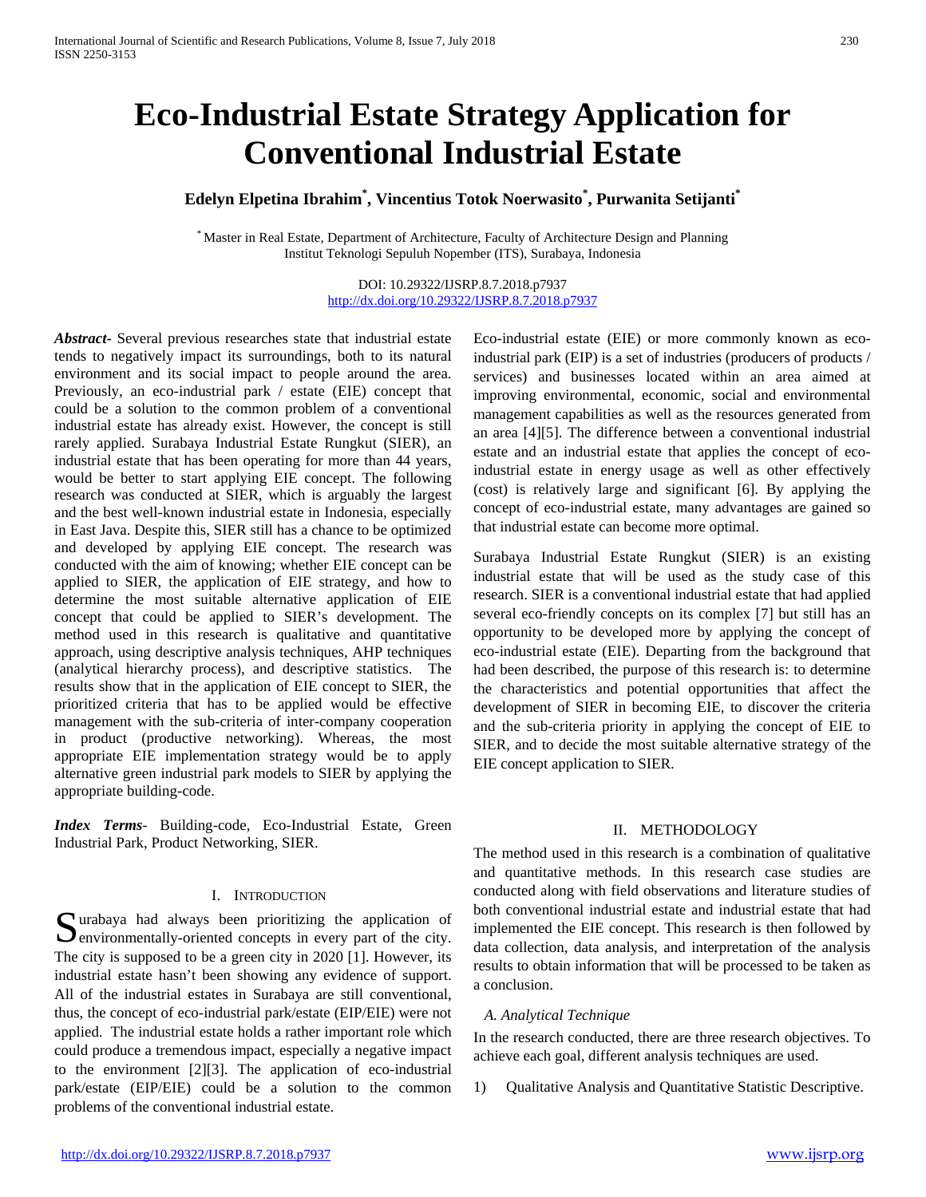# Eco-Industrial Estate Strategy Application for Conventional Industrial Estate

**Edelyn Elpetina Ibrahim*, Vincentius Totok Noerwasito*, Purwanita Setijanti***

* Master in Real Estate, Department of Architecture, Faculty of Architecture Design and Planning
Institut Teknologi Sepuluh Nopember (ITS), Surabaya, Indonesia

DOI: 10.29322/IJSRP.8.7.2018.p7937
http://dx.doi.org/10.29322/IJSRP.8.7.2018.p7937

***Abstract*-** Several previous researches state that industrial estate tends to negatively impact its surroundings, both to its natural environment and its social impact to people around the area. Previously, an eco-industrial park / estate (EIE) concept that could be a solution to the common problem of a conventional industrial estate has already exist. However, the concept is still rarely applied. Surabaya Industrial Estate Rungkut (SIER), an industrial estate that has been operating for more than 44 years, would be better to start applying EIE concept. The following research was conducted at SIER, which is arguably the largest and the best well-known industrial estate in Indonesia, especially in East Java. Despite this, SIER still has a chance to be optimized and developed by applying EIE concept. The research was conducted with the aim of knowing; whether EIE concept can be applied to SIER, the application of EIE strategy, and how to determine the most suitable alternative application of EIE concept that could be applied to SIER's development. The method used in this research is qualitative and quantitative approach, using descriptive analysis techniques, AHP techniques (analytical hierarchy process), and descriptive statistics. The results show that in the application of EIE concept to SIER, the prioritized criteria that has to be applied would be effective management with the sub-criteria of inter-company cooperation in product (productive networking). Whereas, the most appropriate EIE implementation strategy would be to apply alternative green industrial park models to SIER by applying the appropriate building-code.

***Index Terms*-** Building-code, Eco-Industrial Estate, Green Industrial Park, Product Networking, SIER.

## I. Introduction

Surabaya had always been prioritizing the application of environmentally-oriented concepts in every part of the city. The city is supposed to be a green city in 2020 [1]. However, its industrial estate hasn't been showing any evidence of support. All of the industrial estates in Surabaya are still conventional, thus, the concept of eco-industrial park/estate (EIP/EIE) were not applied. The industrial estate holds a rather important role which could produce a tremendous impact, especially a negative impact to the environment [2][3]. The application of eco-industrial park/estate (EIP/EIE) could be a solution to the common problems of the conventional industrial estate.

Eco-industrial estate (EIE) or more commonly known as eco-industrial park (EIP) is a set of industries (producers of products / services) and businesses located within an area aimed at improving environmental, economic, social and environmental management capabilities as well as the resources generated from an area [4][5]. The difference between a conventional industrial estate and an industrial estate that applies the concept of eco-industrial estate in energy usage as well as other effectively (cost) is relatively large and significant [6]. By applying the concept of eco-industrial estate, many advantages are gained so that industrial estate can become more optimal.

Surabaya Industrial Estate Rungkut (SIER) is an existing industrial estate that will be used as the study case of this research. SIER is a conventional industrial estate that had applied several eco-friendly concepts on its complex [7] but still has an opportunity to be developed more by applying the concept of eco-industrial estate (EIE). Departing from the background that had been described, the purpose of this research is: to determine the characteristics and potential opportunities that affect the development of SIER in becoming EIE, to discover the criteria and the sub-criteria priority in applying the concept of EIE to SIER, and to decide the most suitable alternative strategy of the EIE concept application to SIER.

## II. Methodology

The method used in this research is a combination of qualitative and quantitative methods. In this research case studies are conducted along with field observations and literature studies of both conventional industrial estate and industrial estate that had implemented the EIE concept. This research is then followed by data collection, data analysis, and interpretation of the analysis results to obtain information that will be processed to be taken as a conclusion.

### *A. Analytical Technique*

In the research conducted, there are three research objectives. To achieve each goal, different analysis techniques are used.

1) Qualitative Analysis and Quantitative Statistic Descriptive.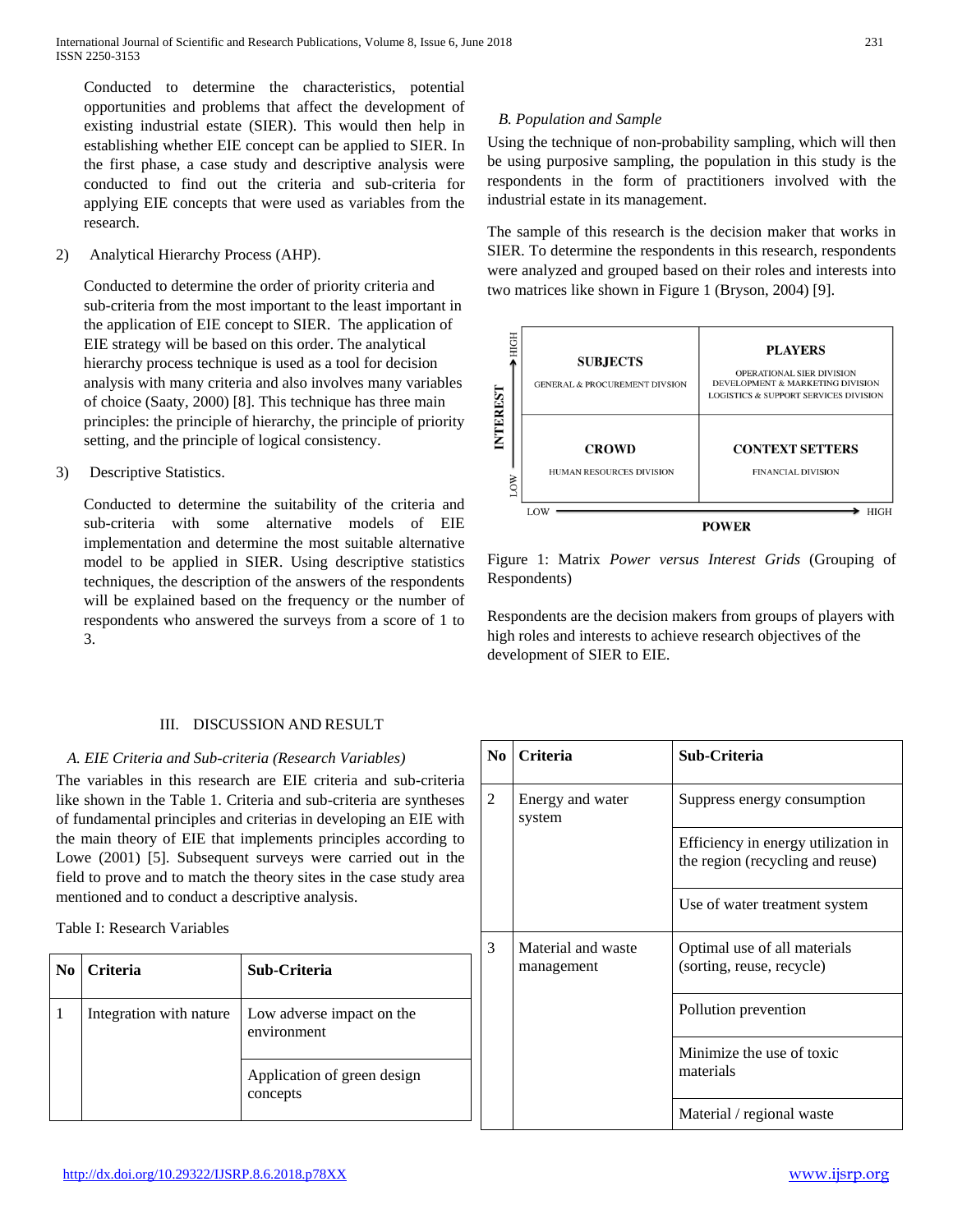Conducted to determine the characteristics, potential opportunities and problems that affect the development of existing industrial estate (SIER). This would then help in establishing whether EIE concept can be applied to SIER. In the first phase, a case study and descriptive analysis were conducted to find out the criteria and sub-criteria for applying EIE concepts that were used as variables from the research.

2) Analytical Hierarchy Process (AHP).

Conducted to determine the order of priority criteria and sub-criteria from the most important to the least important in the application of EIE concept to SIER. The application of EIE strategy will be based on this order. The analytical hierarchy process technique is used as a tool for decision analysis with many criteria and also involves many variables of choice (Saaty, 2000) [8]. This technique has three main principles: the principle of hierarchy, the principle of priority setting, and the principle of logical consistency.

3) Descriptive Statistics.

Conducted to determine the suitability of the criteria and sub-criteria with some alternative models of EIE implementation and determine the most suitable alternative model to be applied in SIER. Using descriptive statistics techniques, the description of the answers of the respondents will be explained based on the frequency or the number of respondents who answered the surveys from a score of 1 to 3.

*B. Population and Sample*

Using the technique of non-probability sampling, which will then be using purposive sampling, the population in this study is the respondents in the form of practitioners involved with the industrial estate in its management.

The sample of this research is the decision maker that works in SIER. To determine the respondents in this research, respondents were analyzed and grouped based on their roles and interests into two matrices like shown in Figure 1 (Bryson, 2004) [9].

| INTEREST ↑ / POWER → | LOW | HIGH |
|---|---|---|
| HIGH | **SUBJECTS**<br>GENERAL & PROCUREMENT DIVSION | **PLAYERS**<br>OPERATIONAL SIER DIVISION<br>DEVELOPMENT & MARKETING DIVISION<br>LOGISTICS & SUPPORT SERVICES DIVISION |
| LOW | **CROWD**<br>HUMAN RESOURCES DIVISION | **CONTEXT SETTERS**<br>FINANCIAL DIVISION |

Figure 1: Matrix *Power versus Interest Grids* (Grouping of Respondents)

Respondents are the decision makers from groups of players with high roles and interests to achieve research objectives of the development of SIER to EIE.

## III. DISCUSSION AND RESULT

*A. EIE Criteria and Sub-criteria (Research Variables)*

The variables in this research are EIE criteria and sub-criteria like shown in the Table 1. Criteria and sub-criteria are syntheses of fundamental principles and criterias in developing an EIE with the main theory of EIE that implements principles according to Lowe (2001) [5]. Subsequent surveys were carried out in the field to prove and to match the theory sites in the case study area mentioned and to conduct a descriptive analysis.

Table I: Research Variables

| No | Criteria | Sub-Criteria |
|---|---|---|
| 1 | Integration with nature | Low adverse impact on the environment |
| | | Application of green design concepts |
| 2 | Energy and water system | Suppress energy consumption |
| | | Efficiency in energy utilization in the region (recycling and reuse) |
| | | Use of water treatment system |
| 3 | Material and waste management | Optimal use of all materials (sorting, reuse, recycle) |
| | | Pollution prevention |
| | | Minimize the use of toxic materials |
| | | Material / regional waste |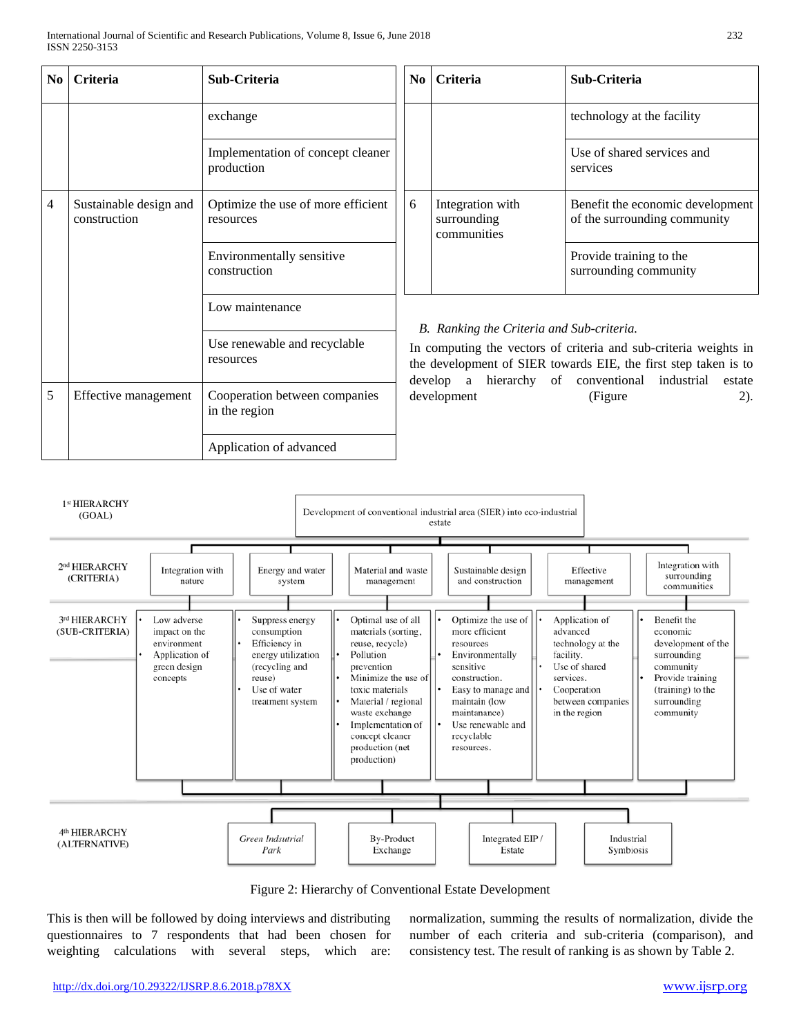| No | Criteria | Sub-Criteria |
|---|---|---|
| | | exchange |
| | | Implementation of concept cleaner production |
| 4 | Sustainable design and construction | Optimize the use of more efficient resources |
| | | Environmentally sensitive construction |
| | | Low maintenance |
| | | Use renewable and recyclable resources |
| 5 | Effective management | Cooperation between companies in the region |
| | | Application of advanced technology at the facility |
| | | Use of shared services and services |
| 6 | Integration with surrounding communities | Benefit the economic development of the surrounding community |
| | | Provide training to the surrounding community |

*B. Ranking the Criteria and Sub-criteria.*

In computing the vectors of criteria and sub-criteria weights in the development of SIER towards EIE, the first step taken is to develop a hierarchy of conventional industrial estate development (Figure 2).

1st HIERARCHY (GOAL): Development of conventional industrial area (SIER) into eco-industrial estate

2nd HIERARCHY (CRITERIA): Integration with nature | Energy and water system | Material and waste management | Sustainable design and construction | Effective management | Integration with surrounding communities

3rd HIERARCHY (SUB-CRITERIA):

- Integration with nature:
  - Low adverse impact on the environment
  - Application of green design concepts
- Energy and water system:
  - Suppress energy consumption
  - Efficiency in energy utilization (recycling and reuse)
  - Use of water treatment system
- Material and waste management:
  - Optimal use of all materials (sorting, reuse, recycle)
  - Pollution prevention
  - Minimize the use of toxic materials
  - Material / regional waste exchange
  - Implementation of concept cleaner production (net production)
- Sustainable design and construction:
  - Optimize the use of more efficient resources
  - Environmentally sensitive construction.
  - Easy to manage and maintain (low maintanance)
  - Use renewable and recyclable resources.
- Effective management:
  - Application of advanced technology at the facility.
  - Use of shared services.
  - Cooperation between companies in the region
- Integration with surrounding communities:
  - Benefit the economic development of the surrounding community
  - Provide training (training) to the surrounding community

4th HIERARCHY (ALTERNATIVE): *Green Indsutrial Park* | By-Product Exchange | Integrated EIP / Estate | Industrial Symbiosis

Figure 2: Hierarchy of Conventional Estate Development

This is then will be followed by doing interviews and distributing questionnaires to 7 respondents that had been chosen for weighting calculations with several steps, which are: normalization, summing the results of normalization, divide the number of each criteria and sub-criteria (comparison), and consistency test. The result of ranking is as shown by Table 2.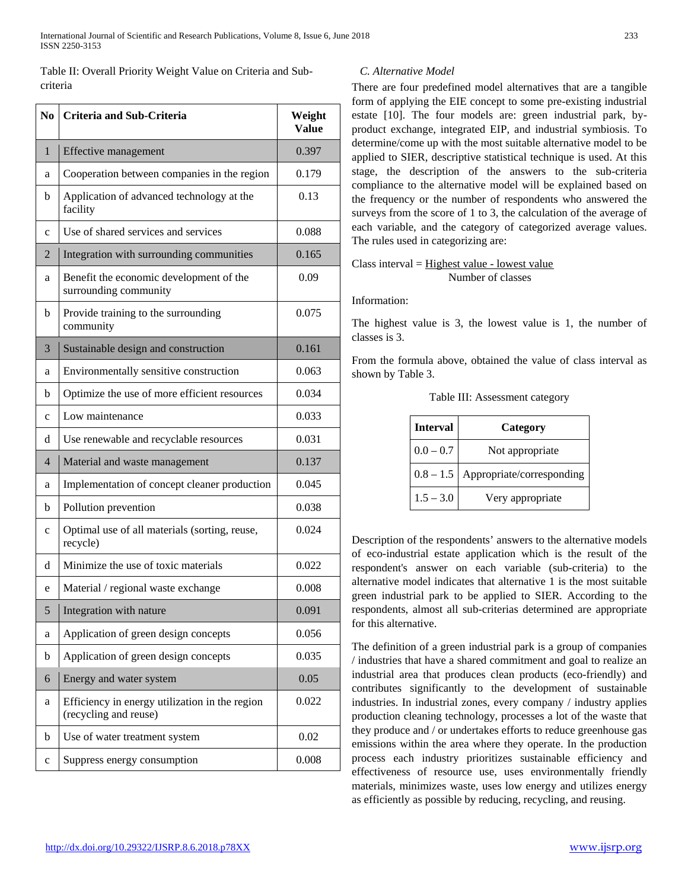Table II: Overall Priority Weight Value on Criteria and Sub-criteria

| No | Criteria and Sub-Criteria | Weight Value |
|---|---|---|
| 1 | Effective management | 0.397 |
| a | Cooperation between companies in the region | 0.179 |
| b | Application of advanced technology at the facility | 0.13 |
| c | Use of shared services and services | 0.088 |
| 2 | Integration with surrounding communities | 0.165 |
| a | Benefit the economic development of the surrounding community | 0.09 |
| b | Provide training to the surrounding community | 0.075 |
| 3 | Sustainable design and construction | 0.161 |
| a | Environmentally sensitive construction | 0.063 |
| b | Optimize the use of more efficient resources | 0.034 |
| c | Low maintenance | 0.033 |
| d | Use renewable and recyclable resources | 0.031 |
| 4 | Material and waste management | 0.137 |
| a | Implementation of concept cleaner production | 0.045 |
| b | Pollution prevention | 0.038 |
| c | Optimal use of all materials (sorting, reuse, recycle) | 0.024 |
| d | Minimize the use of toxic materials | 0.022 |
| e | Material / regional waste exchange | 0.008 |
| 5 | Integration with nature | 0.091 |
| a | Application of green design concepts | 0.056 |
| b | Application of green design concepts | 0.035 |
| 6 | Energy and water system | 0.05 |
| a | Efficiency in energy utilization in the region (recycling and reuse) | 0.022 |
| b | Use of water treatment system | 0.02 |
| c | Suppress energy consumption | 0.008 |

### *C. Alternative Model*

There are four predefined model alternatives that are a tangible form of applying the EIE concept to some pre-existing industrial estate [10]. The four models are: green industrial park, by-product exchange, integrated EIP, and industrial symbiosis. To determine/come up with the most suitable alternative model to be applied to SIER, descriptive statistical technique is used. At this stage, the description of the answers to the sub-criteria compliance to the alternative model will be explained based on the frequency or the number of respondents who answered the surveys from the score of 1 to 3, the calculation of the average of each variable, and the category of categorized average values. The rules used in categorizing are:

$$\text{Class interval} = \frac{\text{Highest value - lowest value}}{\text{Number of classes}}$$

Information:

The highest value is 3, the lowest value is 1, the number of classes is 3.

From the formula above, obtained the value of class interval as shown by Table 3.

Table III: Assessment category

| Interval | Category |
|---|---|
| 0.0 – 0.7 | Not appropriate |
| 0.8 – 1.5 | Appropriate/corresponding |
| 1.5 – 3.0 | Very appropriate |

Description of the respondents' answers to the alternative models of eco-industrial estate application which is the result of the respondent's answer on each variable (sub-criteria) to the alternative model indicates that alternative 1 is the most suitable green industrial park to be applied to SIER. According to the respondents, almost all sub-criterias determined are appropriate for this alternative.

The definition of a green industrial park is a group of companies / industries that have a shared commitment and goal to realize an industrial area that produces clean products (eco-friendly) and contributes significantly to the development of sustainable industries. In industrial zones, every company / industry applies production cleaning technology, processes a lot of the waste that they produce and / or undertakes efforts to reduce greenhouse gas emissions within the area where they operate. In the production process each industry prioritizes sustainable efficiency and effectiveness of resource use, uses environmentally friendly materials, minimizes waste, uses low energy and utilizes energy as efficiently as possible by reducing, recycling, and reusing.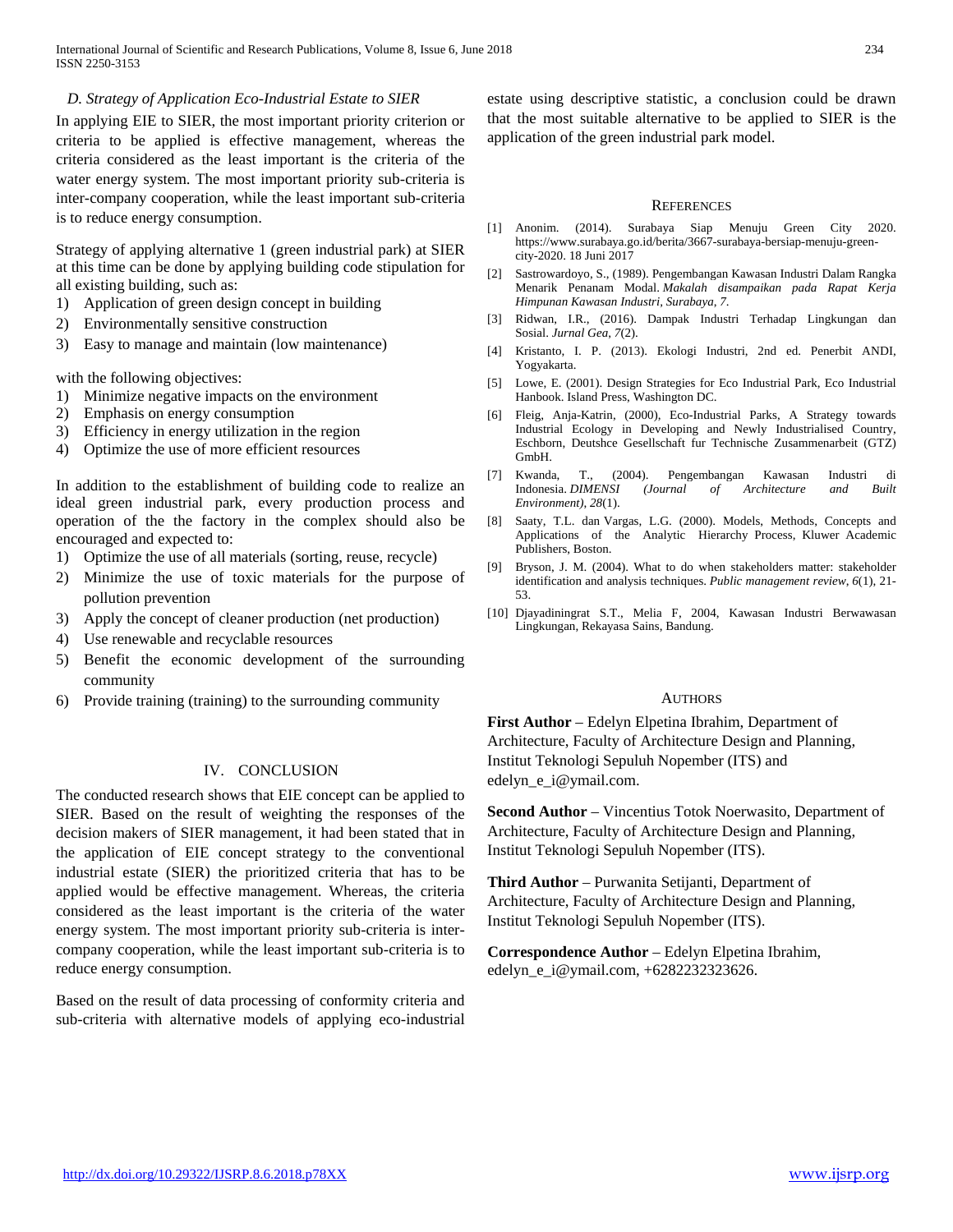### D. Strategy of Application Eco-Industrial Estate to SIER

In applying EIE to SIER, the most important priority criterion or criteria to be applied is effective management, whereas the criteria considered as the least important is the criteria of the water energy system. The most important priority sub-criteria is inter-company cooperation, while the least important sub-criteria is to reduce energy consumption.

Strategy of applying alternative 1 (green industrial park) at SIER at this time can be done by applying building code stipulation for all existing building, such as:

1) Application of green design concept in building
2) Environmentally sensitive construction
3) Easy to manage and maintain (low maintenance)

with the following objectives:

1) Minimize negative impacts on the environment
2) Emphasis on energy consumption
3) Efficiency in energy utilization in the region
4) Optimize the use of more efficient resources

In addition to the establishment of building code to realize an ideal green industrial park, every production process and operation of the the factory in the complex should also be encouraged and expected to:

1) Optimize the use of all materials (sorting, reuse, recycle)
2) Minimize the use of toxic materials for the purpose of pollution prevention
3) Apply the concept of cleaner production (net production)
4) Use renewable and recyclable resources
5) Benefit the economic development of the surrounding community
6) Provide training (training) to the surrounding community

## IV. CONCLUSION

The conducted research shows that EIE concept can be applied to SIER. Based on the result of weighting the responses of the decision makers of SIER management, it had been stated that in the application of EIE concept strategy to the conventional industrial estate (SIER) the prioritized criteria that has to be applied would be effective management. Whereas, the criteria considered as the least important is the criteria of the water energy system. The most important priority sub-criteria is inter-company cooperation, while the least important sub-criteria is to reduce energy consumption.

Based on the result of data processing of conformity criteria and sub-criteria with alternative models of applying eco-industrial estate using descriptive statistic, a conclusion could be drawn that the most suitable alternative to be applied to SIER is the application of the green industrial park model.

## REFERENCES

[1] Anonim. (2014). Surabaya Siap Menuju Green City 2020. https://www.surabaya.go.id/berita/3667-surabaya-bersiap-menuju-green-city-2020. 18 Juni 2017

[2] Sastrowardoyo, S., (1989). Pengembangan Kawasan Industri Dalam Rangka Menarik Penanam Modal. *Makalah disampaikan pada Rapat Kerja Himpunan Kawasan Industri, Surabaya, 7*.

[3] Ridwan, I.R., (2016). Dampak Industri Terhadap Lingkungan dan Sosial. *Jurnal Gea, 7*(2).

[4] Kristanto, I. P. (2013). Ekologi Industri, 2nd ed. Penerbit ANDI, Yogyakarta.

[5] Lowe, E. (2001). Design Strategies for Eco Industrial Park, Eco Industrial Hanbook. Island Press, Washington DC.

[6] Fleig, Anja-Katrin, (2000), Eco-Industrial Parks, A Strategy towards Industrial Ecology in Developing and Newly Industrialised Country, Eschborn, Deutshce Gesellschaft fur Technische Zusammenarbeit (GTZ) GmbH.

[7] Kwanda, T., (2004). Pengembangan Kawasan Industri di Indonesia. *DIMENSI (Journal of Architecture and Built Environment), 28*(1).

[8] Saaty, T.L. dan Vargas, L.G. (2000). Models, Methods, Concepts and Applications of the Analytic Hierarchy Process, Kluwer Academic Publishers, Boston.

[9] Bryson, J. M. (2004). What to do when stakeholders matter: stakeholder identification and analysis techniques. *Public management review, 6*(1), 21-53.

[10] Djayadiningrat S.T., Melia F, 2004, Kawasan Industri Berwawasan Lingkungan, Rekayasa Sains, Bandung.

## AUTHORS

**First Author** – Edelyn Elpetina Ibrahim, Department of Architecture, Faculty of Architecture Design and Planning, Institut Teknologi Sepuluh Nopember (ITS) and edelyn_e_i@ymail.com.

**Second Author** – Vincentius Totok Noerwasito, Department of Architecture, Faculty of Architecture Design and Planning, Institut Teknologi Sepuluh Nopember (ITS).

**Third Author** – Purwanita Setijanti, Department of Architecture, Faculty of Architecture Design and Planning, Institut Teknologi Sepuluh Nopember (ITS).

**Correspondence Author** – Edelyn Elpetina Ibrahim, edelyn_e_i@ymail.com, +6282232323626.